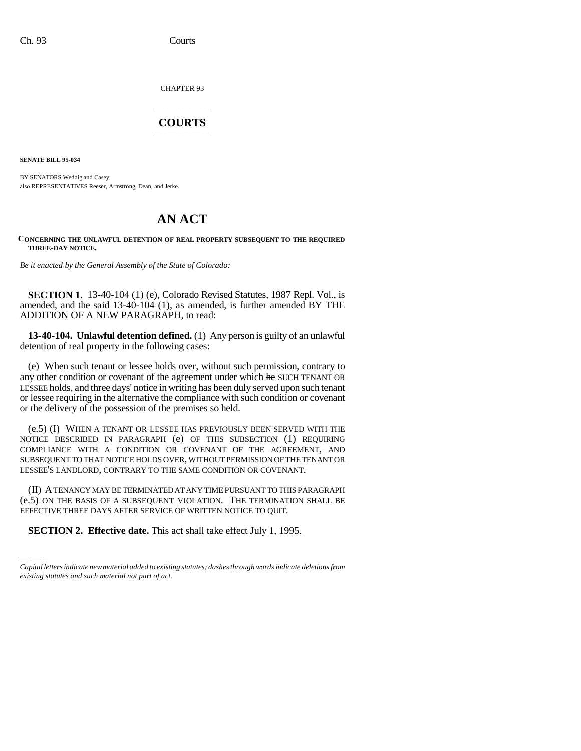CHAPTER 93

# COURTS

**SENATE BILL 95-034**

BY SENATORS Weddig and Casey;
also REPRESENTATIVES Reeser, Armstrong, Dean, and Jerke.

# AN ACT

**CONCERNING THE UNLAWFUL DETENTION OF REAL PROPERTY SUBSEQUENT TO THE REQUIRED THREE-DAY NOTICE.**

*Be it enacted by the General Assembly of the State of Colorado:*

**SECTION 1.** 13-40-104 (1) (e), Colorado Revised Statutes, 1987 Repl. Vol., is amended, and the said 13-40-104 (1), as amended, is further amended BY THE ADDITION OF A NEW PARAGRAPH, to read:

**13-40-104. Unlawful detention defined.** (1) Any person is guilty of an unlawful detention of real property in the following cases:

(e) When such tenant or lessee holds over, without such permission, contrary to any other condition or covenant of the agreement under which ~~he~~ SUCH TENANT OR LESSEE holds, and three days' notice in writing has been duly served upon such tenant or lessee requiring in the alternative the compliance with such condition or covenant or the delivery of the possession of the premises so held.

(e.5) (I) WHEN A TENANT OR LESSEE HAS PREVIOUSLY BEEN SERVED WITH THE NOTICE DESCRIBED IN PARAGRAPH (e) OF THIS SUBSECTION (1) REQUIRING COMPLIANCE WITH A CONDITION OR COVENANT OF THE AGREEMENT, AND SUBSEQUENT TO THAT NOTICE HOLDS OVER, WITHOUT PERMISSION OF THE TENANT OR LESSEE'S LANDLORD, CONTRARY TO THE SAME CONDITION OR COVENANT.

(II) A TENANCY MAY BE TERMINATED AT ANY TIME PURSUANT TO THIS PARAGRAPH (e.5) ON THE BASIS OF A SUBSEQUENT VIOLATION. THE TERMINATION SHALL BE EFFECTIVE THREE DAYS AFTER SERVICE OF WRITTEN NOTICE TO QUIT.

**SECTION 2. Effective date.** This act shall take effect July 1, 1995.

*Capital letters indicate new material added to existing statutes; dashes through words indicate deletions from existing statutes and such material not part of act.*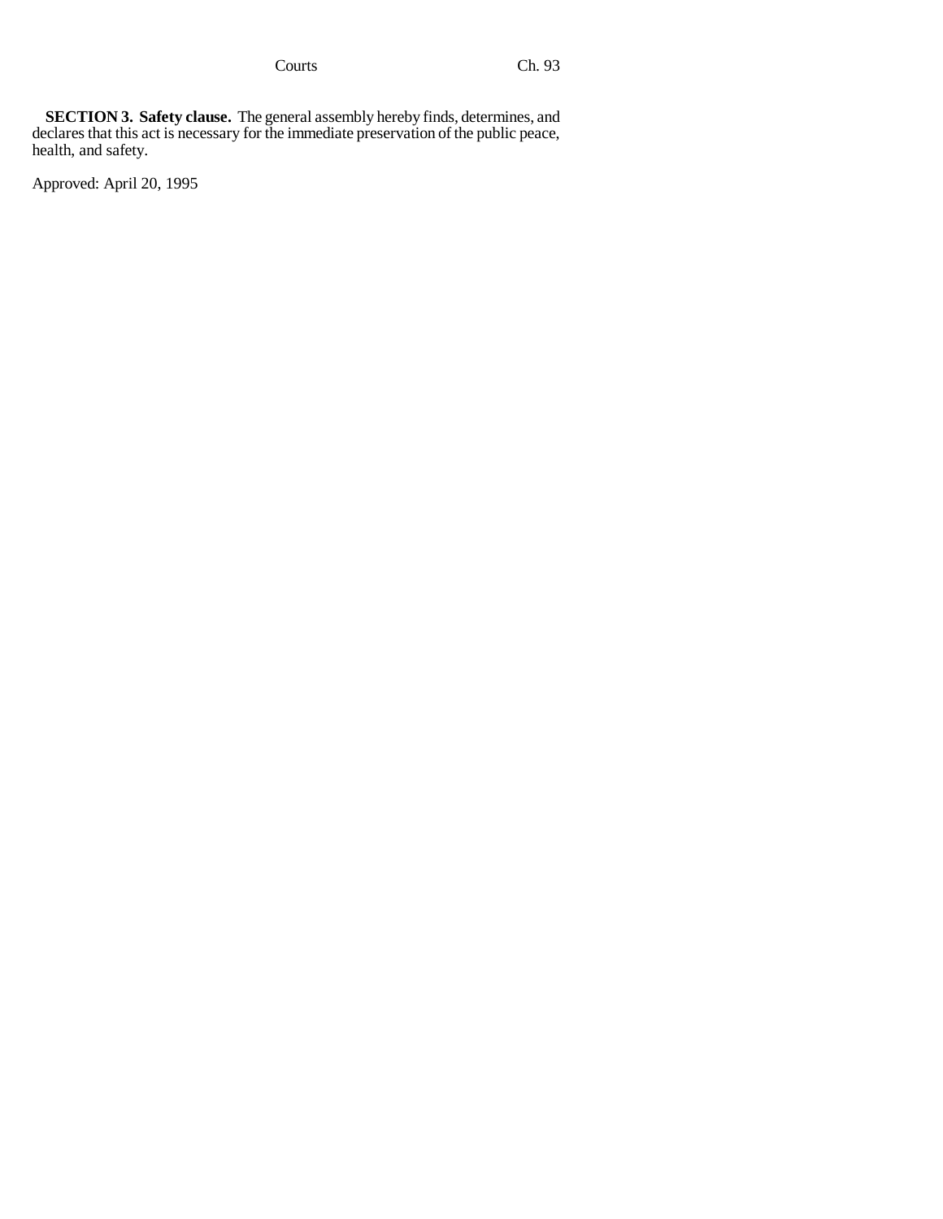**SECTION 3. Safety clause.** The general assembly hereby finds, determines, and declares that this act is necessary for the immediate preservation of the public peace, health, and safety.

Approved: April 20, 1995